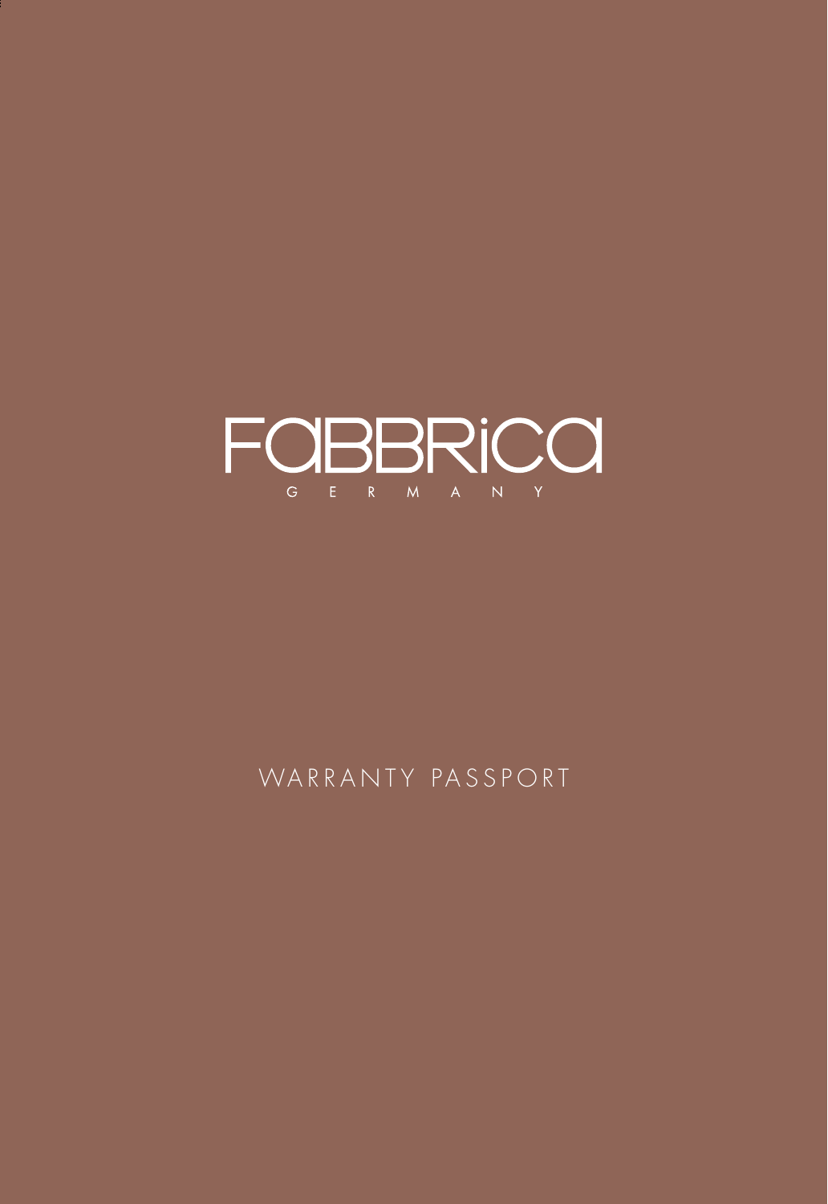# FABBRICA

GERMANY

## WARRANTY PASSPORT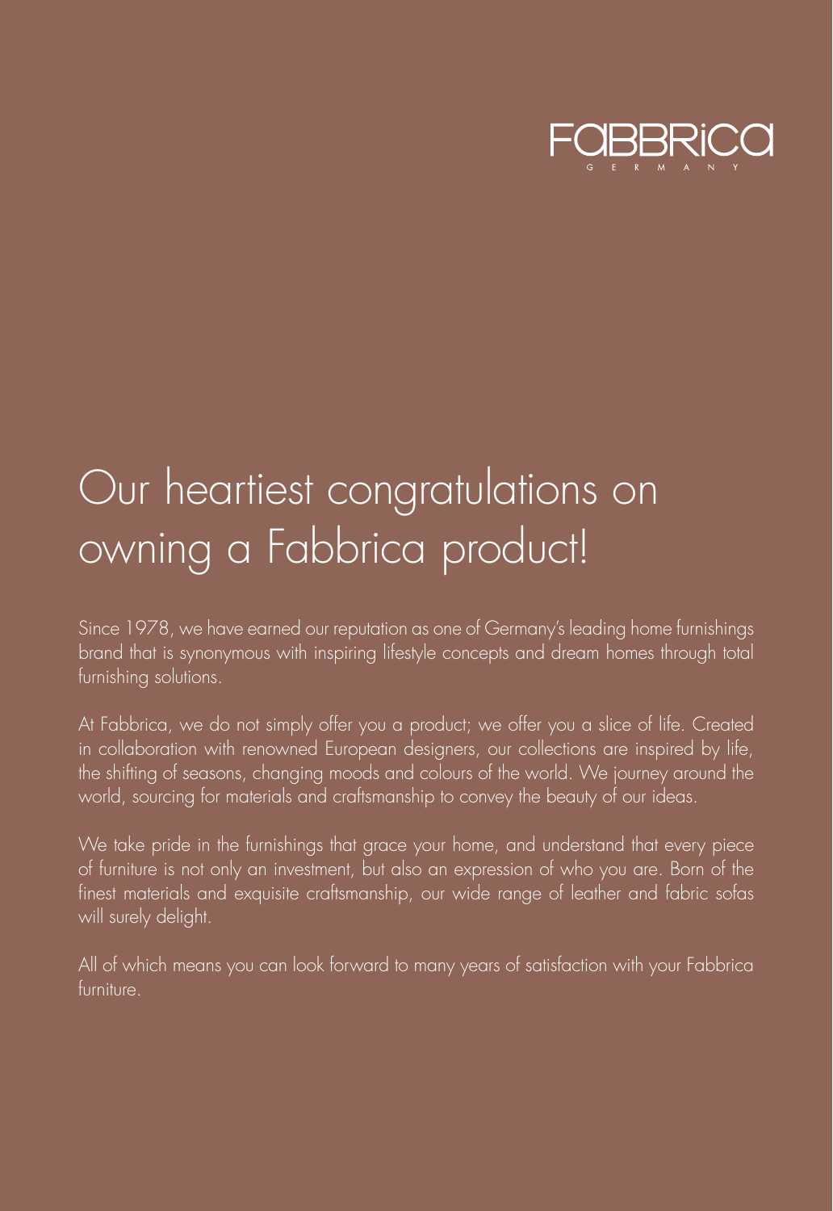FABBRICA
GERMANY

# Our heartiest congratulations on owning a Fabbrica product!

Since 1978, we have earned our reputation as one of Germany's leading home furnishings brand that is synonymous with inspiring lifestyle concepts and dream homes through total furnishing solutions.

At Fabbrica, we do not simply offer you a product; we offer you a slice of life. Created in collaboration with renowned European designers, our collections are inspired by life, the shifting of seasons, changing moods and colours of the world. We journey around the world, sourcing for materials and craftsmanship to convey the beauty of our ideas.

We take pride in the furnishings that grace your home, and understand that every piece of furniture is not only an investment, but also an expression of who you are. Born of the finest materials and exquisite craftsmanship, our wide range of leather and fabric sofas will surely delight.

All of which means you can look forward to many years of satisfaction with your Fabbrica furniture.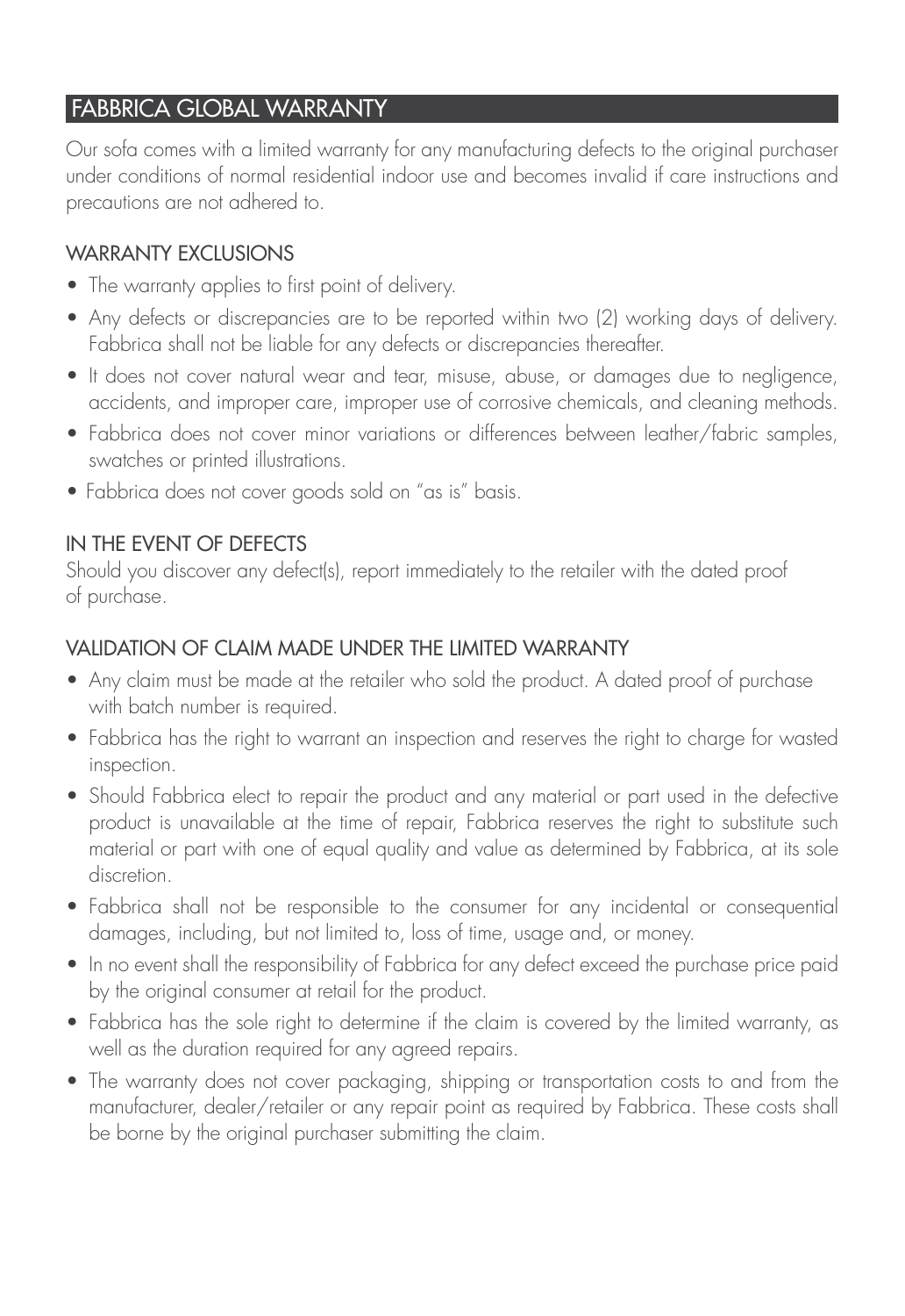## FABBRICA GLOBAL WARRANTY

Our sofa comes with a limited warranty for any manufacturing defects to the original purchaser under conditions of normal residential indoor use and becomes invalid if care instructions and precautions are not adhered to.

### WARRANTY EXCLUSIONS

- The warranty applies to first point of delivery.
- Any defects or discrepancies are to be reported within two (2) working days of delivery. Fabbrica shall not be liable for any defects or discrepancies thereafter.
- It does not cover natural wear and tear, misuse, abuse, or damages due to negligence, accidents, and improper care, improper use of corrosive chemicals, and cleaning methods.
- Fabbrica does not cover minor variations or differences between leather/fabric samples, swatches or printed illustrations.
- Fabbrica does not cover goods sold on "as is" basis.

### IN THE EVENT OF DEFECTS

Should you discover any defect(s), report immediately to the retailer with the dated proof of purchase.

### VALIDATION OF CLAIM MADE UNDER THE LIMITED WARRANTY

- Any claim must be made at the retailer who sold the product. A dated proof of purchase with batch number is required.
- Fabbrica has the right to warrant an inspection and reserves the right to charge for wasted inspection.
- Should Fabbrica elect to repair the product and any material or part used in the defective product is unavailable at the time of repair, Fabbrica reserves the right to substitute such material or part with one of equal quality and value as determined by Fabbrica, at its sole discretion.
- Fabbrica shall not be responsible to the consumer for any incidental or consequential damages, including, but not limited to, loss of time, usage and, or money.
- In no event shall the responsibility of Fabbrica for any defect exceed the purchase price paid by the original consumer at retail for the product.
- Fabbrica has the sole right to determine if the claim is covered by the limited warranty, as well as the duration required for any agreed repairs.
- The warranty does not cover packaging, shipping or transportation costs to and from the manufacturer, dealer/retailer or any repair point as required by Fabbrica. These costs shall be borne by the original purchaser submitting the claim.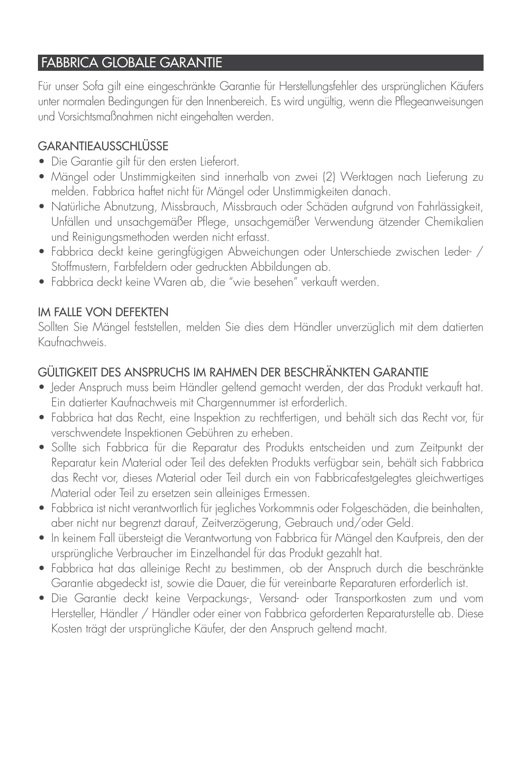## FABBRICA GLOBALE GARANTIE

Für unser Sofa gilt eine eingeschränkte Garantie für Herstellungsfehler des ursprünglichen Käufers unter normalen Bedingungen für den Innenbereich. Es wird ungültig, wenn die Pflegeanweisungen und Vorsichtsmaßnahmen nicht eingehalten werden.

### GARANTIEAUSSCHLÜSSE

- Die Garantie gilt für den ersten Lieferort.
- Mängel oder Unstimmigkeiten sind innerhalb von zwei (2) Werktagen nach Lieferung zu melden. Fabbrica haftet nicht für Mängel oder Unstimmigkeiten danach.
- Natürliche Abnutzung, Missbrauch, Missbrauch oder Schäden aufgrund von Fahrlässigkeit, Unfällen und unsachgemäßer Pflege, unsachgemäßer Verwendung ätzender Chemikalien und Reinigungsmethoden werden nicht erfasst.
- Fabbrica deckt keine geringfügigen Abweichungen oder Unterschiede zwischen Leder- / Stoffmustern, Farbfeldern oder gedruckten Abbildungen ab.
- Fabbrica deckt keine Waren ab, die "wie besehen" verkauft werden.

### IM FALLE VON DEFEKTEN

Sollten Sie Mängel feststellen, melden Sie dies dem Händler unverzüglich mit dem datierten Kaufnachweis.

### GÜLTIGKEIT DES ANSPRUCHS IM RAHMEN DER BESCHRÄNKTEN GARANTIE

- Jeder Anspruch muss beim Händler geltend gemacht werden, der das Produkt verkauft hat. Ein datierter Kaufnachweis mit Chargennummer ist erforderlich.
- Fabbrica hat das Recht, eine Inspektion zu rechtfertigen, und behält sich das Recht vor, für verschwendete Inspektionen Gebühren zu erheben.
- Sollte sich Fabbrica für die Reparatur des Produkts entscheiden und zum Zeitpunkt der Reparatur kein Material oder Teil des defekten Produkts verfügbar sein, behält sich Fabbrica das Recht vor, dieses Material oder Teil durch ein von Fabbricafestgelegtes gleichwertiges Material oder Teil zu ersetzen sein alleiniges Ermessen.
- Fabbrica ist nicht verantwortlich für jegliches Vorkommnis oder Folgeschäden, die beinhalten, aber nicht nur begrenzt darauf, Zeitverzögerung, Gebrauch und/oder Geld.
- In keinem Fall übersteigt die Verantwortung von Fabbrica für Mängel den Kaufpreis, den der ursprüngliche Verbraucher im Einzelhandel für das Produkt gezahlt hat.
- Fabbrica hat das alleinige Recht zu bestimmen, ob der Anspruch durch die beschränkte Garantie abgedeckt ist, sowie die Dauer, die für vereinbarte Reparaturen erforderlich ist.
- Die Garantie deckt keine Verpackungs-, Versand- oder Transportkosten zum und vom Hersteller, Händler / Händler oder einer von Fabbrica geforderten Reparaturstelle ab. Diese Kosten trägt der ursprüngliche Käufer, der den Anspruch geltend macht.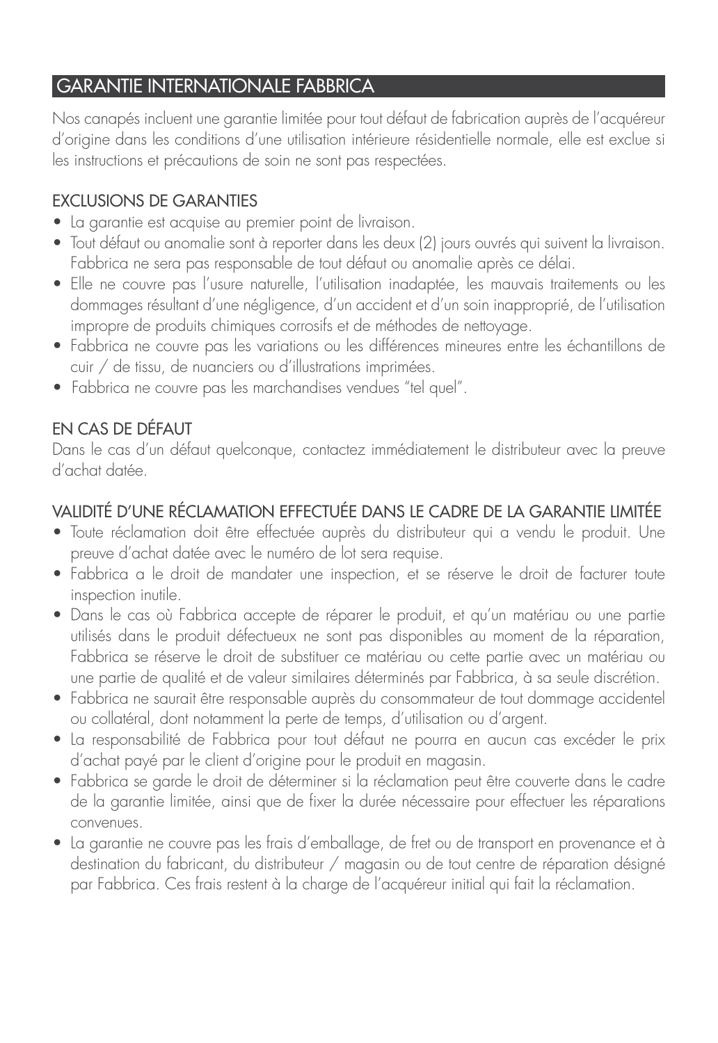## GARANTIE INTERNATIONALE FABBRICA

Nos canapés incluent une garantie limitée pour tout défaut de fabrication auprès de l'acquéreur d'origine dans les conditions d'une utilisation intérieure résidentielle normale, elle est exclue si les instructions et précautions de soin ne sont pas respectées.

### EXCLUSIONS DE GARANTIES

- La garantie est acquise au premier point de livraison.
- Tout défaut ou anomalie sont à reporter dans les deux (2) jours ouvrés qui suivent la livraison. Fabbrica ne sera pas responsable de tout défaut ou anomalie après ce délai.
- Elle ne couvre pas l'usure naturelle, l'utilisation inadaptée, les mauvais traitements ou les dommages résultant d'une négligence, d'un accident et d'un soin inapproprié, de l'utilisation impropre de produits chimiques corrosifs et de méthodes de nettoyage.
- Fabbrica ne couvre pas les variations ou les différences mineures entre les échantillons de cuir / de tissu, de nuanciers ou d'illustrations imprimées.
- Fabbrica ne couvre pas les marchandises vendues "tel quel".

### EN CAS DE DÉFAUT

Dans le cas d'un défaut quelconque, contactez immédiatement le distributeur avec la preuve d'achat datée.

### VALIDITÉ D'UNE RÉCLAMATION EFFECTUÉE DANS LE CADRE DE LA GARANTIE LIMITÉE

- Toute réclamation doit être effectuée auprès du distributeur qui a vendu le produit. Une preuve d'achat datée avec le numéro de lot sera requise.
- Fabbrica a le droit de mandater une inspection, et se réserve le droit de facturer toute inspection inutile.
- Dans le cas où Fabbrica accepte de réparer le produit, et qu'un matériau ou une partie utilisés dans le produit défectueux ne sont pas disponibles au moment de la réparation, Fabbrica se réserve le droit de substituer ce matériau ou cette partie avec un matériau ou une partie de qualité et de valeur similaires déterminés par Fabbrica, à sa seule discrétion.
- Fabbrica ne saurait être responsable auprès du consommateur de tout dommage accidentel ou collatéral, dont notamment la perte de temps, d'utilisation ou d'argent.
- La responsabilité de Fabbrica pour tout défaut ne pourra en aucun cas excéder le prix d'achat payé par le client d'origine pour le produit en magasin.
- Fabbrica se garde le droit de déterminer si la réclamation peut être couverte dans le cadre de la garantie limitée, ainsi que de fixer la durée nécessaire pour effectuer les réparations convenues.
- La garantie ne couvre pas les frais d'emballage, de fret ou de transport en provenance et à destination du fabricant, du distributeur / magasin ou de tout centre de réparation désigné par Fabbrica. Ces frais restent à la charge de l'acquéreur initial qui fait la réclamation.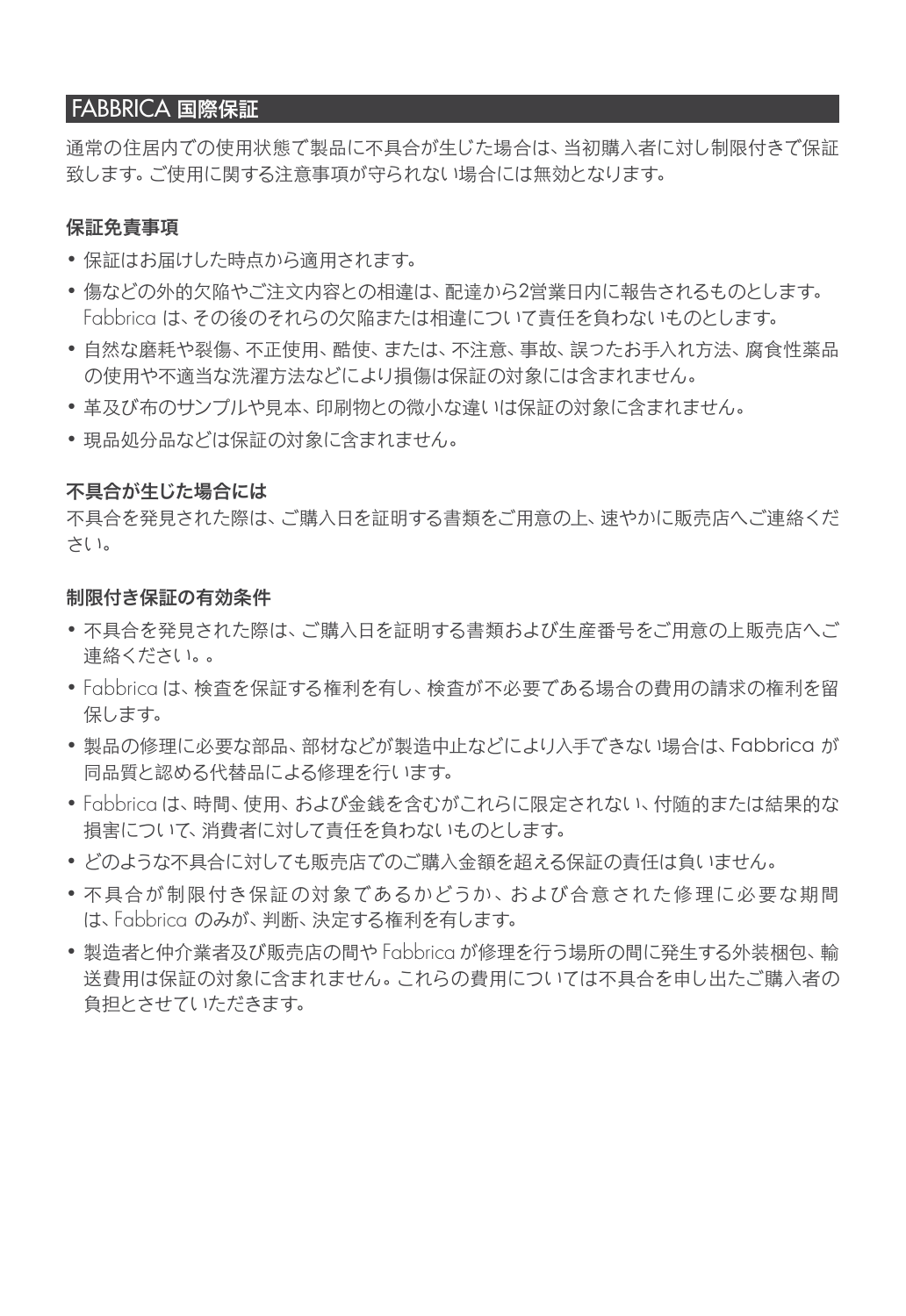## FABBRICA 国際保証

通常の住居内での使用状態で製品に不具合が生じた場合は、当初購入者に対し制限付きで保証致します。ご使用に関する注意事項が守られない場合には無効となります。

### 保証免責事項

- 保証はお届けした時点から適用されます。
- 傷などの外的欠陥やご注文内容との相違は、配達から2営業日内に報告されるものとします。Fabbrica は、その後のそれらの欠陥または相違について責任を負わないものとします。
- 自然な磨耗や裂傷、不正使用、酷使、または、不注意、事故、誤ったお手入れ方法、腐食性薬品の使用や不適当な洗濯方法などにより損傷は保証の対象には含まれません。
- 革及び布のサンプルや見本、印刷物との微小な違いは保証の対象に含まれません。
- 現品処分品などは保証の対象に含まれません。

### 不具合が生じた場合には

不具合を発見された際は、ご購入日を証明する書類をご用意の上、速やかに販売店へご連絡ください。

### 制限付き保証の有効条件

- 不具合を発見された際は、ご購入日を証明する書類および生産番号をご用意の上販売店へご連絡ください。。
- Fabbrica は、検査を保証する権利を有し、検査が不必要である場合の費用の請求の権利を留保します。
- 製品の修理に必要な部品、部材などが製造中止などにより入手できない場合は、Fabbrica が同品質と認める代替品による修理を行います。
- Fabbrica は、時間、使用、および金銭を含むがこれらに限定されない、付随的または結果的な損害について、消費者に対して責任を負わないものとします。
- どのような不具合に対しても販売店でのご購入金額を超える保証の責任は負いません。
- 不具合が制限付き保証の対象であるかどうか、および合意された修理に必要な期間は、Fabbrica のみが、判断、決定する権利を有します。
- 製造者と仲介業者及び販売店の間や Fabbrica が修理を行う場所の間に発生する外装梱包、輸送費用は保証の対象に含まれません。これらの費用については不具合を申し出たご購入者の負担とさせていただきます。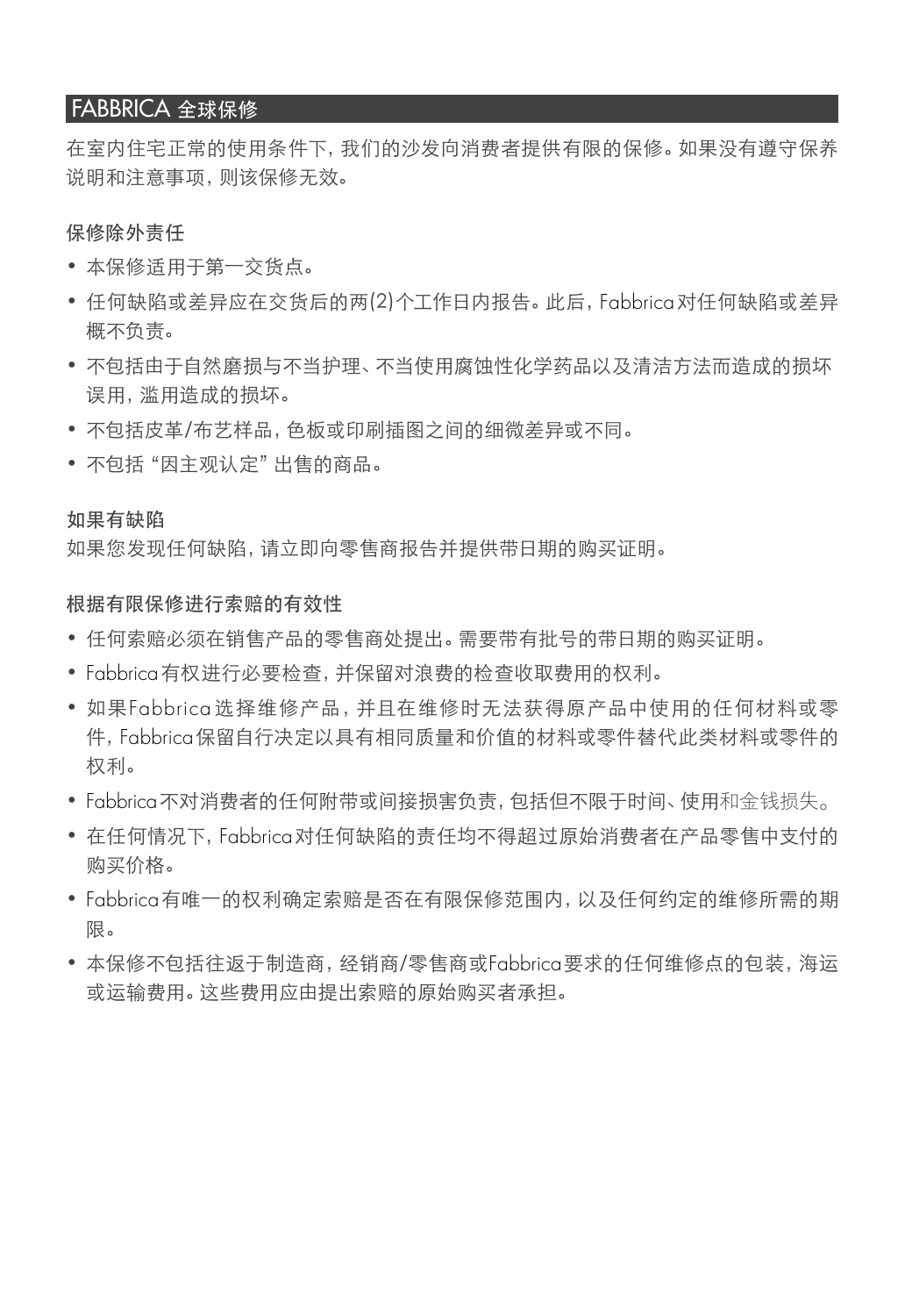## FABBRICA 全球保修

在室内住宅正常的使用条件下，我们的沙发向消费者提供有限的保修。如果没有遵守保养说明和注意事项，则该保修无效。

### 保修除外责任

- 本保修适用于第一交货点。
- 任何缺陷或差异应在交货后的两(2)个工作日内报告。此后，Fabbrica对任何缺陷或差异概不负责。
- 不包括由于自然磨损与不当护理、不当使用腐蚀性化学药品以及清洁方法而造成的损坏误用，滥用造成的损坏。
- 不包括皮革/布艺样品，色板或印刷插图之间的细微差异或不同。
- 不包括 "因主观认定" 出售的商品。

### 如果有缺陷

如果您发现任何缺陷，请立即向零售商报告并提供带日期的购买证明。

### 根据有限保修进行索赔的有效性

- 任何索赔必须在销售产品的零售商处提出。需要带有批号的带日期的购买证明。
- Fabbrica有权进行必要检查，并保留对浪费的检查收取费用的权利。
- 如果Fabbrica选择维修产品，并且在维修时无法获得原产品中使用的任何材料或零件，Fabbrica保留自行决定以具有相同质量和价值的材料或零件替代此类材料或零件的权利。
- Fabbrica不对消费者的任何附带或间接损害负责，包括但不限于时间、使用和金钱损失。
- 在任何情况下，Fabbrica对任何缺陷的责任均不得超过原始消费者在产品零售中支付的购买价格。
- Fabbrica有唯一的权利确定索赔是否在有限保修范围内，以及任何约定的维修所需的期限。
- 本保修不包括往返于制造商，经销商/零售商或Fabbrica要求的任何维修点的包装，海运或运输费用。这些费用应由提出索赔的原始购买者承担。